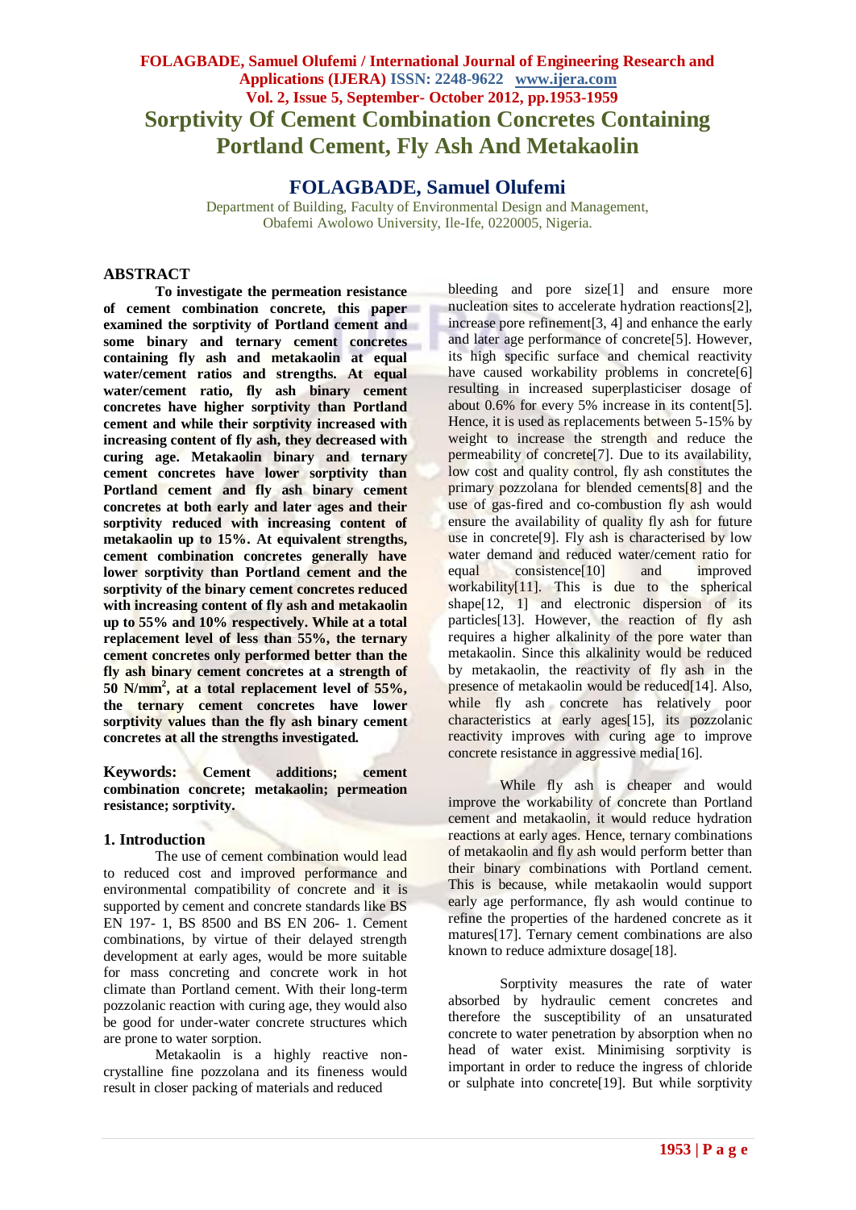# Sorptivity Of Cement Combination Concretes Containing Portland Cement, Fly Ash And Metakaolin

## FOLAGBADE, Samuel Olufemi

Department of Building, Faculty of Environmental Design and Management, Obafemi Awolowo University, Ile-Ife, 0220005, Nigeria.

## ABSTRACT

**To investigate the permeation resistance of cement combination concrete, this paper examined the sorptivity of Portland cement and some binary and ternary cement concretes containing fly ash and metakaolin at equal water/cement ratios and strengths. At equal water/cement ratio, fly ash binary cement concretes have higher sorptivity than Portland cement and while their sorptivity increased with increasing content of fly ash, they decreased with curing age. Metakaolin binary and ternary cement concretes have lower sorptivity than Portland cement and fly ash binary cement concretes at both early and later ages and their sorptivity reduced with increasing content of metakaolin up to 15%. At equivalent strengths, cement combination concretes generally have lower sorptivity than Portland cement and the sorptivity of the binary cement concretes reduced with increasing content of fly ash and metakaolin up to 55% and 10% respectively. While at a total replacement level of less than 55%, the ternary cement concretes only performed better than the fly ash binary cement concretes at a strength of 50 N/mm$^2$, at a total replacement level of 55%, the ternary cement concretes have lower sorptivity values than the fly ash binary cement concretes at all the strengths investigated.**

**Keywords: Cement additions; cement combination concrete; metakaolin; permeation resistance; sorptivity.**

## 1. Introduction

The use of cement combination would lead to reduced cost and improved performance and environmental compatibility of concrete and it is supported by cement and concrete standards like BS EN 197- 1, BS 8500 and BS EN 206- 1. Cement combinations, by virtue of their delayed strength development at early ages, would be more suitable for mass concreting and concrete work in hot climate than Portland cement. With their long-term pozzolanic reaction with curing age, they would also be good for under-water concrete structures which are prone to water sorption.

Metakaolin is a highly reactive non-crystalline fine pozzolana and its fineness would result in closer packing of materials and reduced bleeding and pore size[1] and ensure more nucleation sites to accelerate hydration reactions[2], increase pore refinement[3, 4] and enhance the early and later age performance of concrete[5]. However, its high specific surface and chemical reactivity have caused workability problems in concrete[6] resulting in increased superplasticiser dosage of about 0.6% for every 5% increase in its content[5]. Hence, it is used as replacements between 5-15% by weight to increase the strength and reduce the permeability of concrete[7]. Due to its availability, low cost and quality control, fly ash constitutes the primary pozzolana for blended cements[8] and the use of gas-fired and co-combustion fly ash would ensure the availability of quality fly ash for future use in concrete[9]. Fly ash is characterised by low water demand and reduced water/cement ratio for equal consistence[10] and improved workability[11]. This is due to the spherical shape[12, 1] and electronic dispersion of its particles[13]. However, the reaction of fly ash requires a higher alkalinity of the pore water than metakaolin. Since this alkalinity would be reduced by metakaolin, the reactivity of fly ash in the presence of metakaolin would be reduced[14]. Also, while fly ash concrete has relatively poor characteristics at early ages[15], its pozzolanic reactivity improves with curing age to improve concrete resistance in aggressive media[16].

While fly ash is cheaper and would improve the workability of concrete than Portland cement and metakaolin, it would reduce hydration reactions at early ages. Hence, ternary combinations of metakaolin and fly ash would perform better than their binary combinations with Portland cement. This is because, while metakaolin would support early age performance, fly ash would continue to refine the properties of the hardened concrete as it matures[17]. Ternary cement combinations are also known to reduce admixture dosage[18].

Sorptivity measures the rate of water absorbed by hydraulic cement concretes and therefore the susceptibility of an unsaturated concrete to water penetration by absorption when no head of water exist. Minimising sorptivity is important in order to reduce the ingress of chloride or sulphate into concrete[19]. But while sorptivity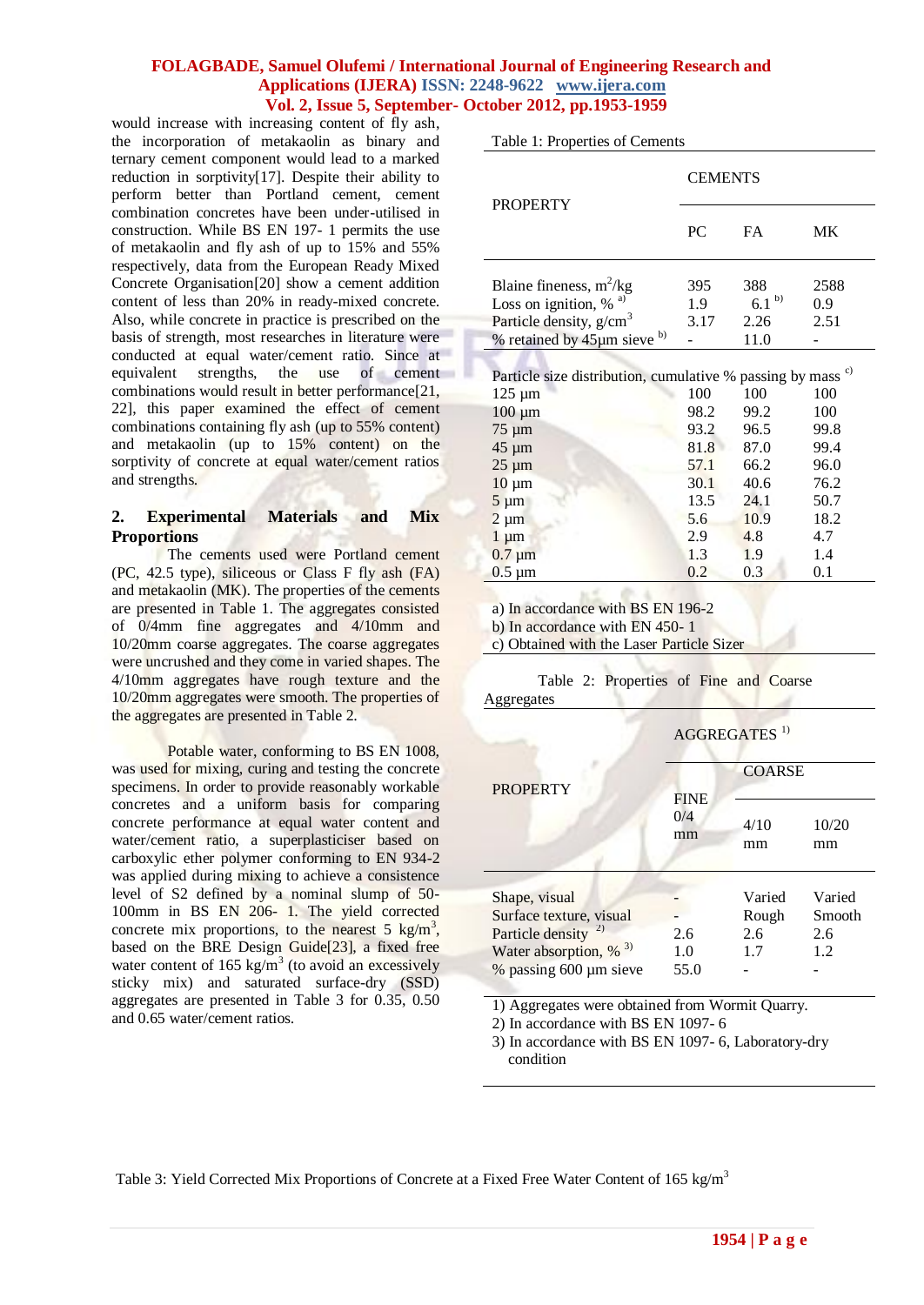would increase with increasing content of fly ash, the incorporation of metakaolin as binary and ternary cement component would lead to a marked reduction in sorptivity[17]. Despite their ability to perform better than Portland cement, cement combination concretes have been under-utilised in construction. While BS EN 197- 1 permits the use of metakaolin and fly ash of up to 15% and 55% respectively, data from the European Ready Mixed Concrete Organisation[20] show a cement addition content of less than 20% in ready-mixed concrete. Also, while concrete in practice is prescribed on the basis of strength, most researches in literature were conducted at equal water/cement ratio. Since at equivalent strengths, the use of cement combinations would result in better performance[21, 22], this paper examined the effect of cement combinations containing fly ash (up to 55% content) and metakaolin (up to 15% content) on the sorptivity of concrete at equal water/cement ratios and strengths.

## 2. Experimental Materials and Mix Proportions

The cements used were Portland cement (PC, 42.5 type), siliceous or Class F fly ash (FA) and metakaolin (MK). The properties of the cements are presented in Table 1. The aggregates consisted of 0/4mm fine aggregates and 4/10mm and 10/20mm coarse aggregates. The coarse aggregates were uncrushed and they come in varied shapes. The 4/10mm aggregates have rough texture and the 10/20mm aggregates were smooth. The properties of the aggregates are presented in Table 2.

Potable water, conforming to BS EN 1008, was used for mixing, curing and testing the concrete specimens. In order to provide reasonably workable concretes and a uniform basis for comparing concrete performance at equal water content and water/cement ratio, a superplasticiser based on carboxylic ether polymer conforming to EN 934-2 was applied during mixing to achieve a consistence level of S2 defined by a nominal slump of 50-100mm in BS EN 206- 1. The yield corrected concrete mix proportions, to the nearest 5 kg/m$^3$, based on the BRE Design Guide[23], a fixed free water content of 165 kg/m$^3$ (to avoid an excessively sticky mix) and saturated surface-dry (SSD) aggregates are presented in Table 3 for 0.35, 0.50 and 0.65 water/cement ratios.

Table 1: Properties of Cements

| PROPERTY | CEMENTS | | |
|---|---|---|---|
| | PC | FA | MK |
| Blaine fineness, m$^2$/kg | 395 | 388 | 2588 |
| Loss on ignition, % [a] | 1.9 | 6.1 [b] | 0.9 |
| Particle density, g/cm$^3$ | 3.17 | 2.26 | 2.51 |
| % retained by 45µm sieve [b] | - | 11.0 | - |
| **Particle size distribution, cumulative % passing by mass [c]** | | | |
| 125 µm | 100 | 100 | 100 |
| 100 µm | 98.2 | 99.2 | 100 |
| 75 µm | 93.2 | 96.5 | 99.8 |
| 45 µm | 81.8 | 87.0 | 99.4 |
| 25 µm | 57.1 | 66.2 | 96.0 |
| 10 µm | 30.1 | 40.6 | 76.2 |
| 5 µm | 13.5 | 24.1 | 50.7 |
| 2 µm | 5.6 | 10.9 | 18.2 |
| 1 µm | 2.9 | 4.8 | 4.7 |
| 0.7 µm | 1.3 | 1.9 | 1.4 |
| 0.5 µm | 0.2 | 0.3 | 0.1 |

a) In accordance with BS EN 196-2
b) In accordance with EN 450- 1
c) Obtained with the Laser Particle Sizer

Table 2: Properties of Fine and Coarse Aggregates

| PROPERTY | AGGREGATES [1] | | |
|---|---|---|---|
| | FINE | COARSE | |
| | 0/4 mm | 4/10 mm | 10/20 mm |
| Shape, visual | - | Varied | Varied |
| Surface texture, visual | - | Rough | Smooth |
| Particle density [2] | 2.6 | 2.6 | 2.6 |
| Water absorption, % [3] | 1.0 | 1.7 | 1.2 |
| % passing 600 µm sieve | 55.0 | - | - |

1) Aggregates were obtained from Wormit Quarry.
2) In accordance with BS EN 1097- 6
3) In accordance with BS EN 1097- 6, Laboratory-dry condition

Table 3: Yield Corrected Mix Proportions of Concrete at a Fixed Free Water Content of 165 kg/m$^3$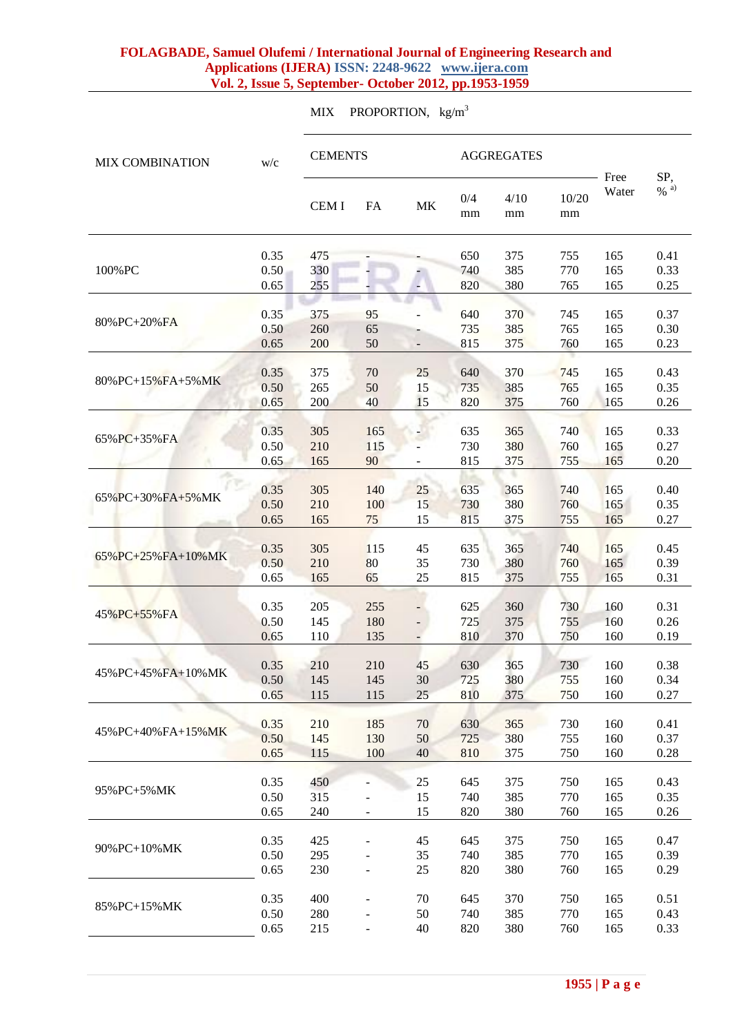| MIX COMBINATION | w/c | MIX PROPORTION, kg/m$^3$ | | | | | | | |
|---|---|---|---|---|---|---|---|---|---|
| | | CEMENTS | | | AGGREGATES | | | Free Water | SP, % [a)] |
| | | CEM I | FA | MK | 0/4 mm | 4/10 mm | 10/20 mm | | |
| 100%PC | 0.35 | 475 | - | - | 650 | 375 | 755 | 165 | 0.41 |
| | 0.50 | 330 | - | - | 740 | 385 | 770 | 165 | 0.33 |
| | 0.65 | 255 | - | - | 820 | 380 | 765 | 165 | 0.25 |
| 80%PC+20%FA | 0.35 | 375 | 95 | - | 640 | 370 | 745 | 165 | 0.37 |
| | 0.50 | 260 | 65 | - | 735 | 385 | 765 | 165 | 0.30 |
| | 0.65 | 200 | 50 | - | 815 | 375 | 760 | 165 | 0.23 |
| 80%PC+15%FA+5%MK | 0.35 | 375 | 70 | 25 | 640 | 370 | 745 | 165 | 0.43 |
| | 0.50 | 265 | 50 | 15 | 735 | 385 | 765 | 165 | 0.35 |
| | 0.65 | 200 | 40 | 15 | 820 | 375 | 760 | 165 | 0.26 |
| 65%PC+35%FA | 0.35 | 305 | 165 | - | 635 | 365 | 740 | 165 | 0.33 |
| | 0.50 | 210 | 115 | - | 730 | 380 | 760 | 165 | 0.27 |
| | 0.65 | 165 | 90 | - | 815 | 375 | 755 | 165 | 0.20 |
| 65%PC+30%FA+5%MK | 0.35 | 305 | 140 | 25 | 635 | 365 | 740 | 165 | 0.40 |
| | 0.50 | 210 | 100 | 15 | 730 | 380 | 760 | 165 | 0.35 |
| | 0.65 | 165 | 75 | 15 | 815 | 375 | 755 | 165 | 0.27 |
| 65%PC+25%FA+10%MK | 0.35 | 305 | 115 | 45 | 635 | 365 | 740 | 165 | 0.45 |
| | 0.50 | 210 | 80 | 35 | 730 | 380 | 760 | 165 | 0.39 |
| | 0.65 | 165 | 65 | 25 | 815 | 375 | 755 | 165 | 0.31 |
| 45%PC+55%FA | 0.35 | 205 | 255 | - | 625 | 360 | 730 | 160 | 0.31 |
| | 0.50 | 145 | 180 | - | 725 | 375 | 755 | 160 | 0.26 |
| | 0.65 | 110 | 135 | - | 810 | 370 | 750 | 160 | 0.19 |
| 45%PC+45%FA+10%MK | 0.35 | 210 | 210 | 45 | 630 | 365 | 730 | 160 | 0.38 |
| | 0.50 | 145 | 145 | 30 | 725 | 380 | 755 | 160 | 0.34 |
| | 0.65 | 115 | 115 | 25 | 810 | 375 | 750 | 160 | 0.27 |
| 45%PC+40%FA+15%MK | 0.35 | 210 | 185 | 70 | 630 | 365 | 730 | 160 | 0.41 |
| | 0.50 | 145 | 130 | 50 | 725 | 380 | 755 | 160 | 0.37 |
| | 0.65 | 115 | 100 | 40 | 810 | 375 | 750 | 160 | 0.28 |
| 95%PC+5%MK | 0.35 | 450 | - | 25 | 645 | 375 | 750 | 165 | 0.43 |
| | 0.50 | 315 | - | 15 | 740 | 385 | 770 | 165 | 0.35 |
| | 0.65 | 240 | - | 15 | 820 | 380 | 760 | 165 | 0.26 |
| 90%PC+10%MK | 0.35 | 425 | - | 45 | 645 | 375 | 750 | 165 | 0.47 |
| | 0.50 | 295 | - | 35 | 740 | 385 | 770 | 165 | 0.39 |
| | 0.65 | 230 | - | 25 | 820 | 380 | 760 | 165 | 0.29 |
| 85%PC+15%MK | 0.35 | 400 | - | 70 | 645 | 370 | 750 | 165 | 0.51 |
| | 0.50 | 280 | - | 50 | 740 | 385 | 770 | 165 | 0.43 |
| | 0.65 | 215 | - | 40 | 820 | 380 | 760 | 165 | 0.33 |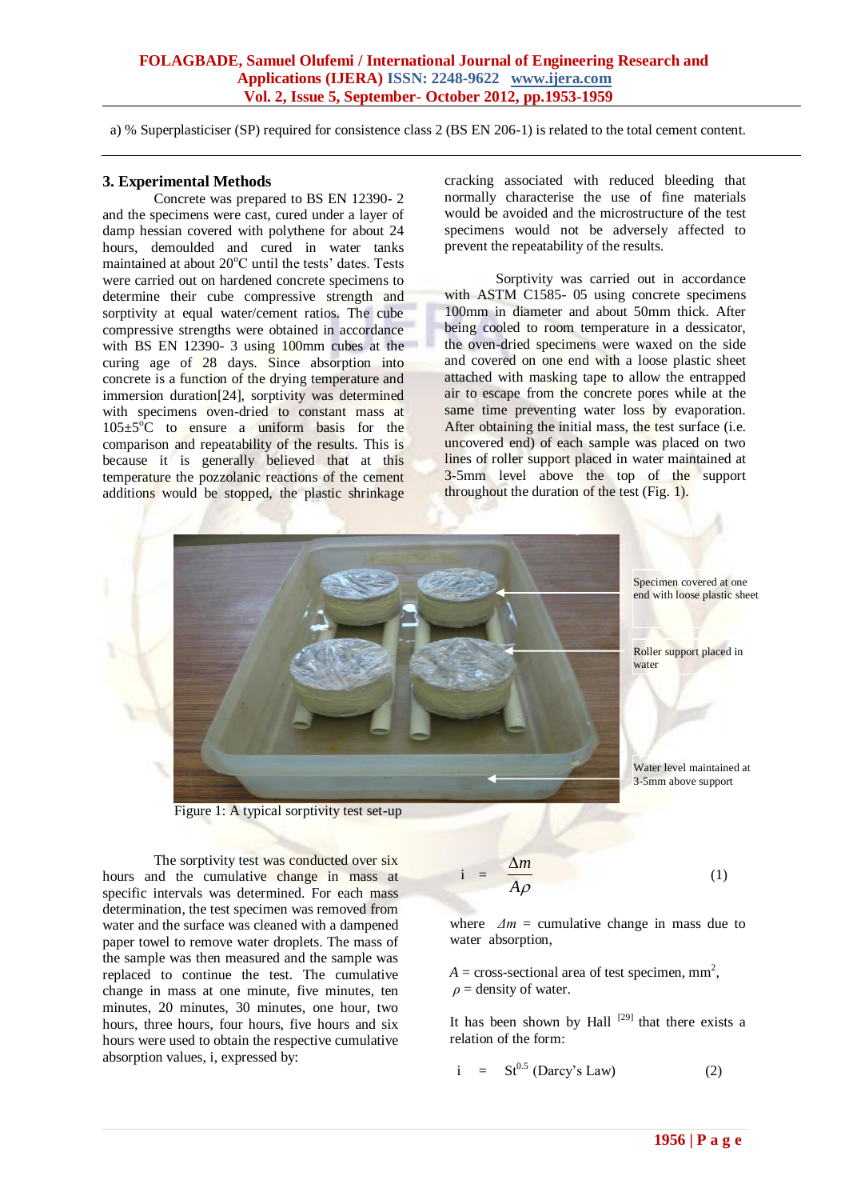a) % Superplasticiser (SP) required for consistence class 2 (BS EN 206-1) is related to the total cement content.

## 3. Experimental Methods

Concrete was prepared to BS EN 12390- 2 and the specimens were cast, cured under a layer of damp hessian covered with polythene for about 24 hours, demoulded and cured in water tanks maintained at about 20°C until the tests' dates. Tests were carried out on hardened concrete specimens to determine their cube compressive strength and sorptivity at equal water/cement ratios. The cube compressive strengths were obtained in accordance with BS EN 12390- 3 using 100mm cubes at the curing age of 28 days. Since absorption into concrete is a function of the drying temperature and immersion duration[24], sorptivity was determined with specimens oven-dried to constant mass at 105±5°C to ensure a uniform basis for the comparison and repeatability of the results. This is because it is generally believed that at this temperature the pozzolanic reactions of the cement additions would be stopped, the plastic shrinkage cracking associated with reduced bleeding that normally characterise the use of fine materials would be avoided and the microstructure of the test specimens would not be adversely affected to prevent the repeatability of the results.

Sorptivity was carried out in accordance with ASTM C1585- 05 using concrete specimens 100mm in diameter and about 50mm thick. After being cooled to room temperature in a dessicator, the oven-dried specimens were waxed on the side and covered on one end with a loose plastic sheet attached with masking tape to allow the entrapped air to escape from the concrete pores while at the same time preventing water loss by evaporation. After obtaining the initial mass, the test surface (i.e. uncovered end) of each sample was placed on two lines of roller support placed in water maintained at 3-5mm level above the top of the support throughout the duration of the test (Fig. 1).

Specimen covered at one end with loose plastic sheet

Roller support placed in water

Water level maintained at 3-5mm above support

Figure 1: A typical sorptivity test set-up

The sorptivity test was conducted over six hours and the cumulative change in mass at specific intervals was determined. For each mass determination, the test specimen was removed from water and the surface was cleaned with a dampened paper towel to remove water droplets. The mass of the sample was then measured and the sample was replaced to continue the test. The cumulative change in mass at one minute, five minutes, ten minutes, 20 minutes, 30 minutes, one hour, two hours, three hours, four hours, five hours and six hours were used to obtain the respective cumulative absorption values, i, expressed by:

$$i = \frac{\Delta m}{A\rho} \qquad (1)$$

where $\Delta m$ = cumulative change in mass due to water absorption,

$A$ = cross-sectional area of test specimen, mm$^2$,
$\rho$ = density of water.

It has been shown by Hall [29] that there exists a relation of the form:

$$i = St^{0.5} \text{ (Darcy's Law)} \qquad (2)$$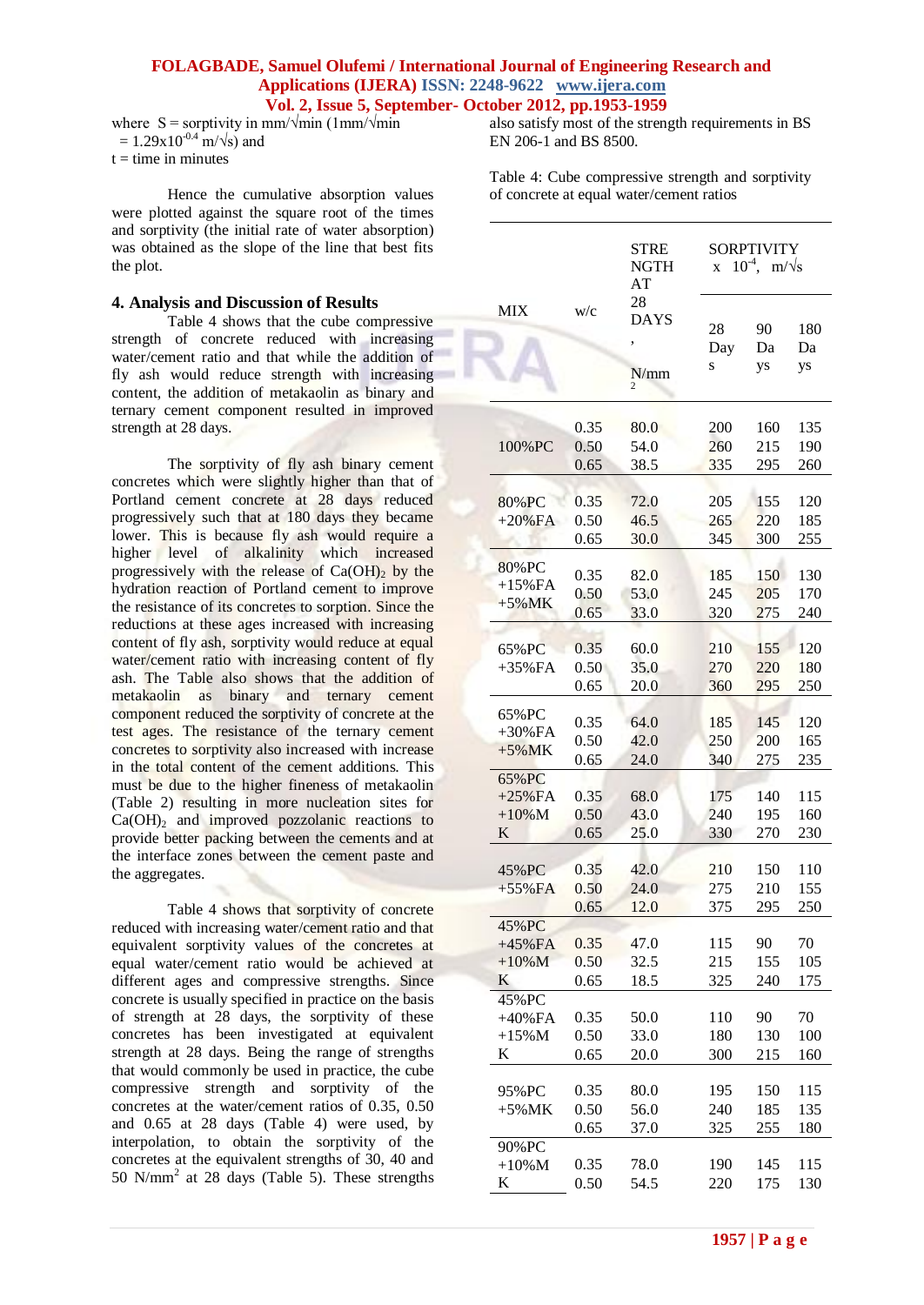where S = sorptivity in mm/√min (1mm/√min = $1.29 \times 10^{-0.4}$ m/√s) and
t = time in minutes

Hence the cumulative absorption values were plotted against the square root of the times and sorptivity (the initial rate of water absorption) was obtained as the slope of the line that best fits the plot.

## 4. Analysis and Discussion of Results

Table 4 shows that the cube compressive strength of concrete reduced with increasing water/cement ratio and that while the addition of fly ash would reduce strength with increasing content, the addition of metakaolin as binary and ternary cement component resulted in improved strength at 28 days.

The sorptivity of fly ash binary cement concretes which were slightly higher than that of Portland cement concrete at 28 days reduced progressively such that at 180 days they became lower. This is because fly ash would require a higher level of alkalinity which increased progressively with the release of $Ca(OH)_2$ by the hydration reaction of Portland cement to improve the resistance of its concretes to sorption. Since the reductions at these ages increased with increasing content of fly ash, sorptivity would reduce at equal water/cement ratio with increasing content of fly ash. The Table also shows that the addition of metakaolin as binary and ternary cement component reduced the sorptivity of concrete at the test ages. The resistance of the ternary cement concretes to sorptivity also increased with increase in the total content of the cement additions. This must be due to the higher fineness of metakaolin (Table 2) resulting in more nucleation sites for $Ca(OH)_2$ and improved pozzolanic reactions to provide better packing between the cements and at the interface zones between the cement paste and the aggregates.

Table 4 shows that sorptivity of concrete reduced with increasing water/cement ratio and that equivalent sorptivity values of the concretes at equal water/cement ratio would be achieved at different ages and compressive strengths. Since concrete is usually specified in practice on the basis of strength at 28 days, the sorptivity of these concretes has been investigated at equivalent strength at 28 days. Being the range of strengths that would commonly be used in practice, the cube compressive strength and sorptivity of the concretes at the water/cement ratios of 0.35, 0.50 and 0.65 at 28 days (Table 4) were used, by interpolation, to obtain the sorptivity of the concretes at the equivalent strengths of 30, 40 and 50 N/mm$^2$ at 28 days (Table 5). These strengths also satisfy most of the strength requirements in BS EN 206-1 and BS 8500.

Table 4: Cube compressive strength and sorptivity of concrete at equal water/cement ratios

| MIX | w/c | STRENGTH AT 28 DAYS, N/mm$^2$ | SORPTIVITY x $10^{-4}$, m/√s | | |
|---|---|---|---|---|---|
| | | | 28 Days | 90 Days | 180 Days |
| 100%PC | 0.35 | 80.0 | 200 | 160 | 135 |
| | 0.50 | 54.0 | 260 | 215 | 190 |
| | 0.65 | 38.5 | 335 | 295 | 260 |
| 80%PC +20%FA | 0.35 | 72.0 | 205 | 155 | 120 |
| | 0.50 | 46.5 | 265 | 220 | 185 |
| | 0.65 | 30.0 | 345 | 300 | 255 |
| 80%PC +15%FA +5%MK | 0.35 | 82.0 | 185 | 150 | 130 |
| | 0.50 | 53.0 | 245 | 205 | 170 |
| | 0.65 | 33.0 | 320 | 275 | 240 |
| 65%PC +35%FA | 0.35 | 60.0 | 210 | 155 | 120 |
| | 0.50 | 35.0 | 270 | 220 | 180 |
| | 0.65 | 20.0 | 360 | 295 | 250 |
| 65%PC +30%FA +5%MK | 0.35 | 64.0 | 185 | 145 | 120 |
| | 0.50 | 42.0 | 250 | 200 | 165 |
| | 0.65 | 24.0 | 340 | 275 | 235 |
| 65%PC +25%FA +10%MK | 0.35 | 68.0 | 175 | 140 | 115 |
| | 0.50 | 43.0 | 240 | 195 | 160 |
| | 0.65 | 25.0 | 330 | 270 | 230 |
| 45%PC +55%FA | 0.35 | 42.0 | 210 | 150 | 110 |
| | 0.50 | 24.0 | 275 | 210 | 155 |
| | 0.65 | 12.0 | 375 | 295 | 250 |
| 45%PC +45%FA +10%MK | 0.35 | 47.0 | 115 | 90 | 70 |
| | 0.50 | 32.5 | 215 | 155 | 105 |
| | 0.65 | 18.5 | 325 | 240 | 175 |
| 45%PC +40%FA +15%MK | 0.35 | 50.0 | 110 | 90 | 70 |
| | 0.50 | 33.0 | 180 | 130 | 100 |
| | 0.65 | 20.0 | 300 | 215 | 160 |
| 95%PC +5%MK | 0.35 | 80.0 | 195 | 150 | 115 |
| | 0.50 | 56.0 | 240 | 185 | 135 |
| | 0.65 | 37.0 | 325 | 255 | 180 |
| 90%PC +10%MK | 0.35 | 78.0 | 190 | 145 | 115 |
| | 0.50 | 54.5 | 220 | 175 | 130 |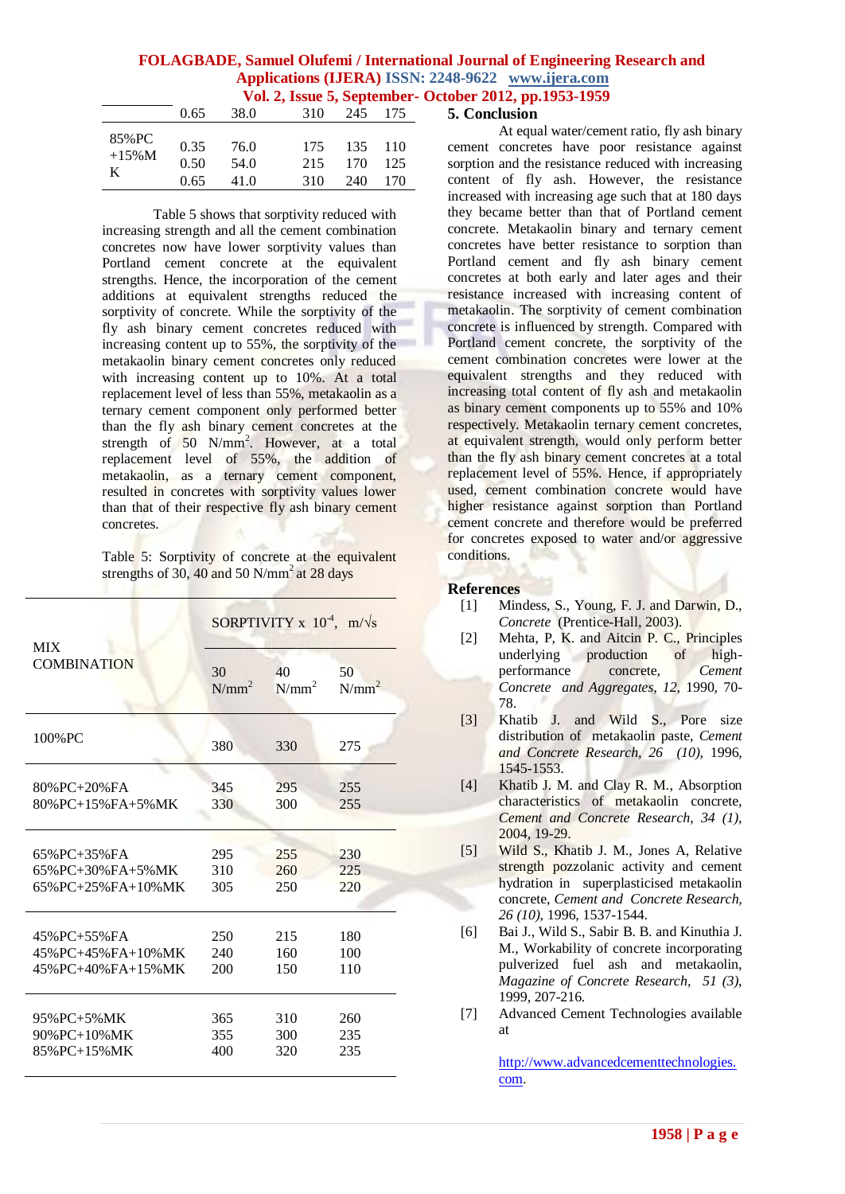|  | 0.65 | 38.0 | 310 | 245 | 175 |
|---|---|---|---|---|---|
| 85%PC +15%MK | 0.35 | 76.0 | 175 | 135 | 110 |
|  | 0.50 | 54.0 | 215 | 170 | 125 |
|  | 0.65 | 41.0 | 310 | 240 | 170 |

Table 5 shows that sorptivity reduced with increasing strength and all the cement combination concretes now have lower sorptivity values than Portland cement concrete at the equivalent strengths. Hence, the incorporation of the cement additions at equivalent strengths reduced the sorptivity of concrete. While the sorptivity of the fly ash binary cement concretes reduced with increasing content up to 55%, the sorptivity of the metakaolin binary cement concretes only reduced with increasing content up to 10%. At a total replacement level of less than 55%, metakaolin as a ternary cement component only performed better than the fly ash binary cement concretes at the strength of 50 $N/mm^2$. However, at a total replacement level of 55%, the addition of metakaolin, as a ternary cement component, resulted in concretes with sorptivity values lower than that of their respective fly ash binary cement concretes.

Table 5: Sorptivity of concrete at the equivalent strengths of 30, 40 and 50 $N/mm^2$ at 28 days

| MIX COMBINATION | SORPTIVITY x $10^{-4}$, $m/\sqrt{s}$ | | |
|---|---|---|---|
| | 30 $N/mm^2$ | 40 $N/mm^2$ | 50 $N/mm^2$ |
| 100%PC | 380 | 330 | 275 |
| 80%PC+20%FA | 345 | 295 | 255 |
| 80%PC+15%FA+5%MK | 330 | 300 | 255 |
| 65%PC+35%FA | 295 | 255 | 230 |
| 65%PC+30%FA+5%MK | 310 | 260 | 225 |
| 65%PC+25%FA+10%MK | 305 | 250 | 220 |
| 45%PC+55%FA | 250 | 215 | 180 |
| 45%PC+45%FA+10%MK | 240 | 160 | 100 |
| 45%PC+40%FA+15%MK | 200 | 150 | 110 |
| 95%PC+5%MK | 365 | 310 | 260 |
| 90%PC+10%MK | 355 | 300 | 235 |
| 85%PC+15%MK | 400 | 320 | 235 |

## 5. Conclusion

At equal water/cement ratio, fly ash binary cement concretes have poor resistance against sorption and the resistance reduced with increasing content of fly ash. However, the resistance increased with increasing age such that at 180 days they became better than that of Portland cement concrete. Metakaolin binary and ternary cement concretes have better resistance to sorption than Portland cement and fly ash binary cement concretes at both early and later ages and their resistance increased with increasing content of metakaolin. The sorptivity of cement combination concrete is influenced by strength. Compared with Portland cement concrete, the sorptivity of the cement combination concretes were lower at the equivalent strengths and they reduced with increasing total content of fly ash and metakaolin as binary cement components up to 55% and 10% respectively. Metakaolin ternary cement concretes, at equivalent strength, would only perform better than the fly ash binary cement concretes at a total replacement level of 55%. Hence, if appropriately used, cement combination concrete would have higher resistance against sorption than Portland cement concrete and therefore would be preferred for concretes exposed to water and/or aggressive conditions.

## References

[1] Mindess, S., Young, F. J. and Darwin, D., *Concrete* (Prentice-Hall, 2003).

[2] Mehta, P, K. and Aitcin P. C., Principles underlying production of high-performance concrete, *Cement Concrete and Aggregates, 12*, 1990, 70-78.

[3] Khatib J. and Wild S., Pore size distribution of metakaolin paste, *Cement and Concrete Research, 26 (10)*, 1996, 1545-1553.

[4] Khatib J. M. and Clay R. M., Absorption characteristics of metakaolin concrete, *Cement and Concrete Research, 34 (1)*, 2004, 19-29.

[5] Wild S., Khatib J. M., Jones A, Relative strength pozzolanic activity and cement hydration in superplasticised metakaolin concrete, *Cement and Concrete Research, 26 (10)*, 1996, 1537-1544.

[6] Bai J., Wild S., Sabir B. B. and Kinuthia J. M., Workability of concrete incorporating pulverized fuel ash and metakaolin, *Magazine of Concrete Research, 51 (3)*, 1999, 207-216.

[7] Advanced Cement Technologies available at

http://www.advancedcementtechnologies.com.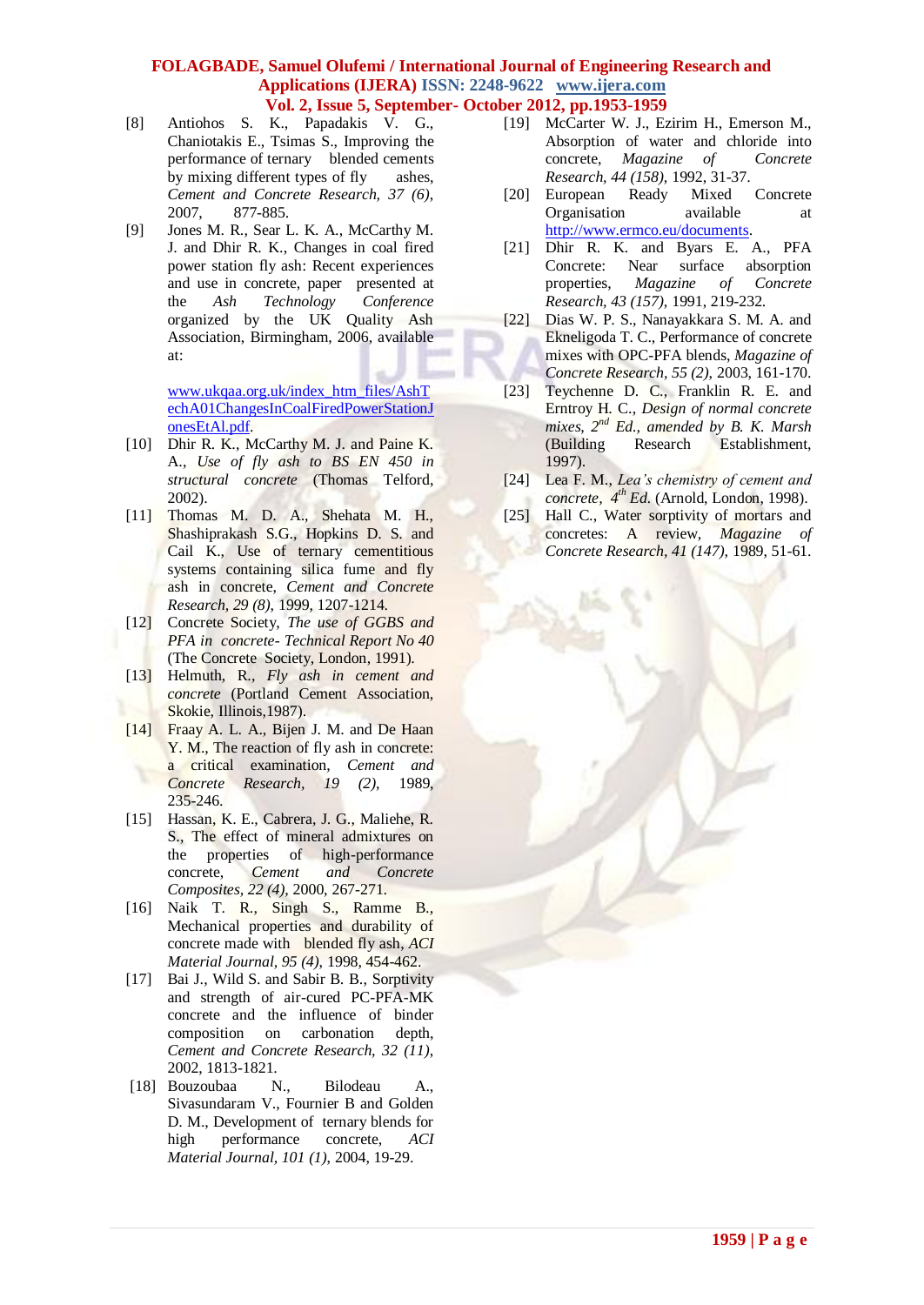[8] Antiohos S. K., Papadakis V. G., Chaniotakis E., Tsimas S., Improving the performance of ternary blended cements by mixing different types of fly ashes, *Cement and Concrete Research, 37 (6)*, 2007, 877-885.

[9] Jones M. R., Sear L. K. A., McCarthy M. J. and Dhir R. K., Changes in coal fired power station fly ash: Recent experiences and use in concrete, paper presented at the *Ash Technology Conference* organized by the UK Quality Ash Association, Birmingham, 2006, available at:

www.ukqaa.org.uk/index_htm_files/AshTechA01ChangesInCoalFiredPowerStationJonesEtAl.pdf.

[10] Dhir R. K., McCarthy M. J. and Paine K. A., *Use of fly ash to BS EN 450 in structural concrete* (Thomas Telford, 2002).

[11] Thomas M. D. A., Shehata M. H., Shashiprakash S.G., Hopkins D. S. and Cail K., Use of ternary cementitious systems containing silica fume and fly ash in concrete, *Cement and Concrete Research, 29 (8)*, 1999, 1207-1214.

[12] Concrete Society, *The use of GGBS and PFA in concrete- Technical Report No 40* (The Concrete Society, London, 1991).

[13] Helmuth, R., *Fly ash in cement and concrete* (Portland Cement Association, Skokie, Illinois,1987).

[14] Fraay A. L. A., Bijen J. M. and De Haan Y. M., The reaction of fly ash in concrete: a critical examination, *Cement and Concrete Research, 19 (2)*, 1989, 235-246.

[15] Hassan, K. E., Cabrera, J. G., Maliehe, R. S., The effect of mineral admixtures on the properties of high-performance concrete, *Cement and Concrete Composites, 22 (4)*, 2000, 267-271.

[16] Naik T. R., Singh S., Ramme B., Mechanical properties and durability of concrete made with blended fly ash, *ACI Material Journal, 95 (4)*, 1998, 454-462.

[17] Bai J., Wild S. and Sabir B. B., Sorptivity and strength of air-cured PC-PFA-MK concrete and the influence of binder composition on carbonation depth, *Cement and Concrete Research, 32 (11)*, 2002, 1813-1821.

[18] Bouzoubaa N., Bilodeau A., Sivasundaram V., Fournier B and Golden D. M., Development of ternary blends for high performance concrete, *ACI Material Journal, 101 (1)*, 2004, 19-29.

[19] McCarter W. J., Ezirim H., Emerson M., Absorption of water and chloride into concrete, *Magazine of Concrete Research, 44 (158)*, 1992, 31-37.

[20] European Ready Mixed Concrete Organisation available at http://www.ermco.eu/documents.

[21] Dhir R. K. and Byars E. A., PFA Concrete: Near surface absorption properties, *Magazine of Concrete Research, 43 (157)*, 1991, 219-232.

[22] Dias W. P. S., Nanayakkara S. M. A. and Ekneligoda T. C., Performance of concrete mixes with OPC-PFA blends, *Magazine of Concrete Research, 55 (2)*, 2003, 161-170.

[23] Teychenne D. C., Franklin R. E. and Erntroy H. C., *Design of normal concrete mixes, 2nd Ed., amended by B. K. Marsh* (Building Research Establishment, 1997).

[24] Lea F. M., *Lea's chemistry of cement and concrete, 4th Ed.* (Arnold, London, 1998).

[25] Hall C., Water sorptivity of mortars and concretes: A review, *Magazine of Concrete Research, 41 (147)*, 1989, 51-61.